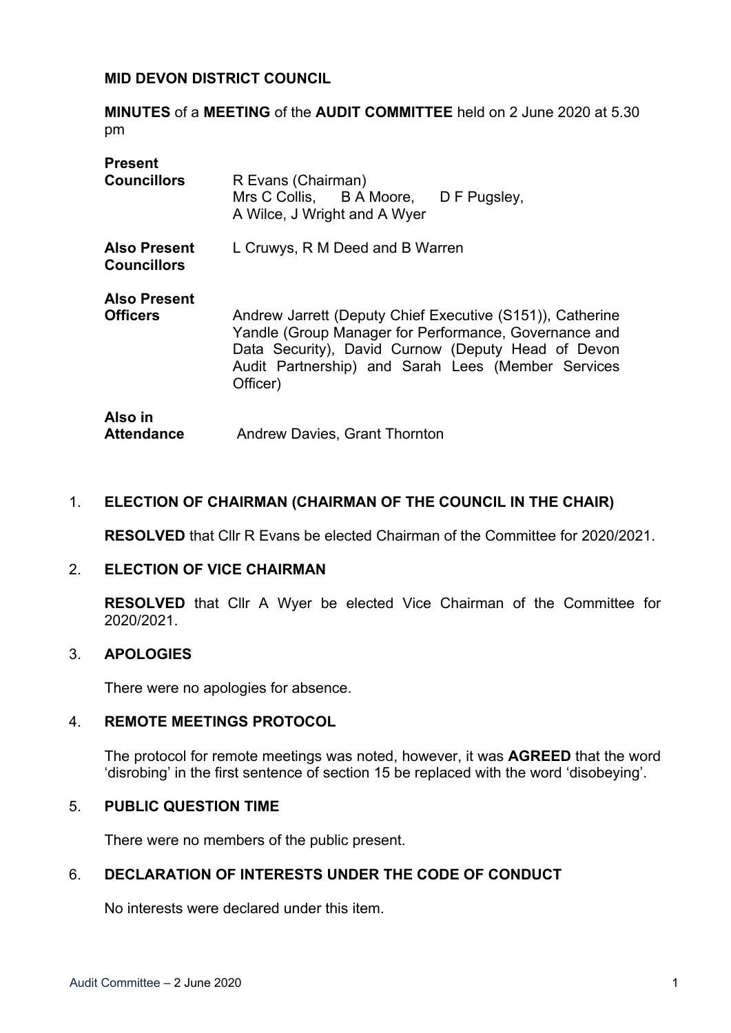**MID DEVON DISTRICT COUNCIL**

**MINUTES** of a **MEETING** of the **AUDIT COMMITTEE** held on 2 June 2020 at 5.30 pm

| | |
|---|---|
| **Present Councillors** | R Evans (Chairman) Mrs C Collis, B A Moore, D F Pugsley, A Wilce, J Wright and A Wyer |
| **Also Present Councillors** | L Cruwys, R M Deed and B Warren |
| **Also Present Officers** | Andrew Jarrett (Deputy Chief Executive (S151)), Catherine Yandle (Group Manager for Performance, Governance and Data Security), David Curnow (Deputy Head of Devon Audit Partnership) and Sarah Lees (Member Services Officer) |
| **Also in Attendance** | Andrew Davies, Grant Thornton |

1. **ELECTION OF CHAIRMAN (CHAIRMAN OF THE COUNCIL IN THE CHAIR)**

   **RESOLVED** that Cllr R Evans be elected Chairman of the Committee for 2020/2021.

2. **ELECTION OF VICE CHAIRMAN**

   **RESOLVED** that Cllr A Wyer be elected Vice Chairman of the Committee for 2020/2021.

3. **APOLOGIES**

   There were no apologies for absence.

4. **REMOTE MEETINGS PROTOCOL**

   The protocol for remote meetings was noted, however, it was **AGREED** that the word 'disrobing' in the first sentence of section 15 be replaced with the word 'disobeying'.

5. **PUBLIC QUESTION TIME**

   There were no members of the public present.

6. **DECLARATION OF INTERESTS UNDER THE CODE OF CONDUCT**

   No interests were declared under this item.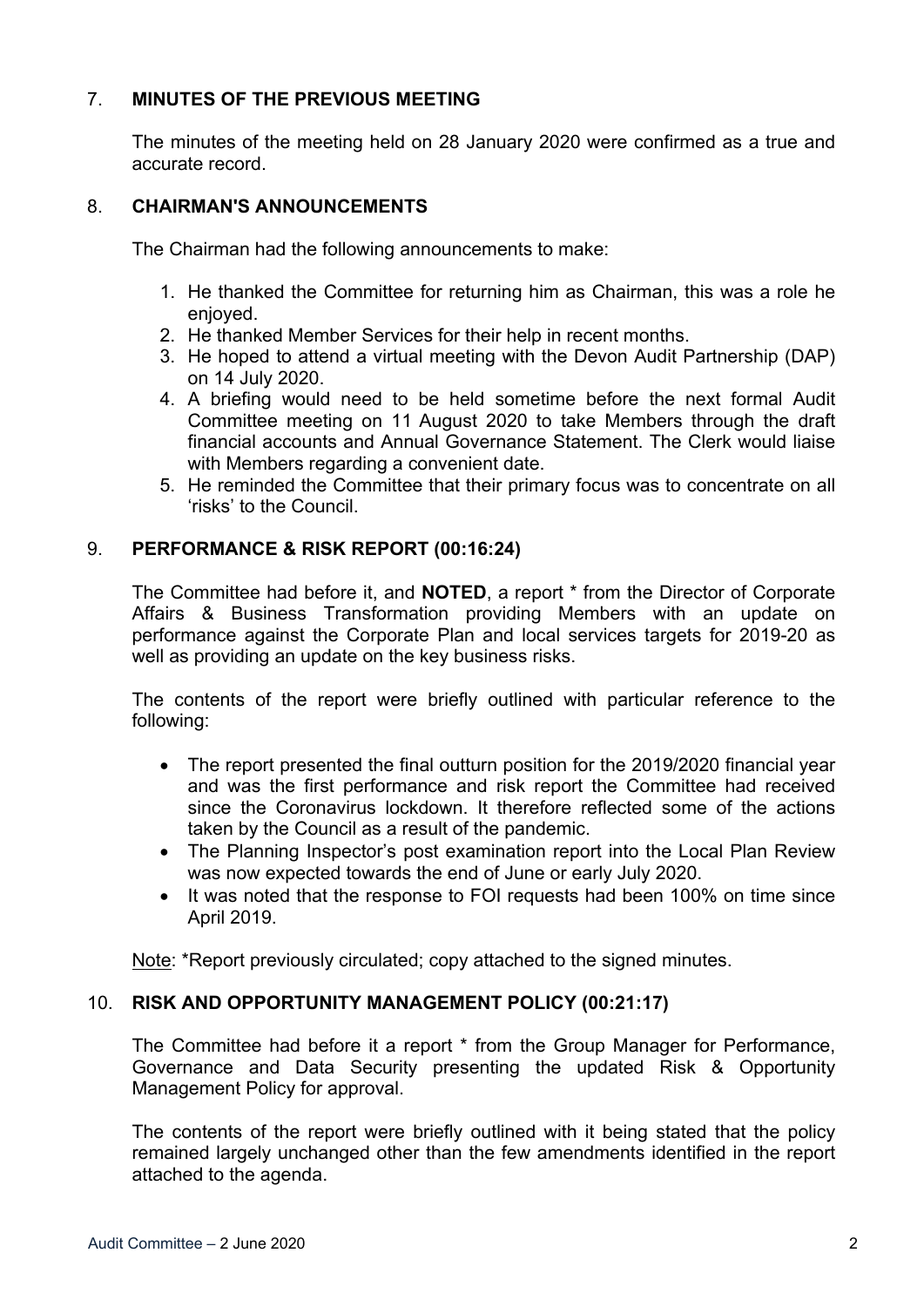## 7. MINUTES OF THE PREVIOUS MEETING

The minutes of the meeting held on 28 January 2020 were confirmed as a true and accurate record.

## 8. CHAIRMAN'S ANNOUNCEMENTS

The Chairman had the following announcements to make:

1. He thanked the Committee for returning him as Chairman, this was a role he enjoyed.
2. He thanked Member Services for their help in recent months.
3. He hoped to attend a virtual meeting with the Devon Audit Partnership (DAP) on 14 July 2020.
4. A briefing would need to be held sometime before the next formal Audit Committee meeting on 11 August 2020 to take Members through the draft financial accounts and Annual Governance Statement. The Clerk would liaise with Members regarding a convenient date.
5. He reminded the Committee that their primary focus was to concentrate on all 'risks' to the Council.

## 9. PERFORMANCE & RISK REPORT (00:16:24)

The Committee had before it, and **NOTED**, a report * from the Director of Corporate Affairs & Business Transformation providing Members with an update on performance against the Corporate Plan and local services targets for 2019-20 as well as providing an update on the key business risks.

The contents of the report were briefly outlined with particular reference to the following:

- The report presented the final outturn position for the 2019/2020 financial year and was the first performance and risk report the Committee had received since the Coronavirus lockdown. It therefore reflected some of the actions taken by the Council as a result of the pandemic.
- The Planning Inspector's post examination report into the Local Plan Review was now expected towards the end of June or early July 2020.
- It was noted that the response to FOI requests had been 100% on time since April 2019.

<u>Note</u>: *Report previously circulated; copy attached to the signed minutes.

## 10. RISK AND OPPORTUNITY MANAGEMENT POLICY (00:21:17)

The Committee had before it a report * from the Group Manager for Performance, Governance and Data Security presenting the updated Risk & Opportunity Management Policy for approval.

The contents of the report were briefly outlined with it being stated that the policy remained largely unchanged other than the few amendments identified in the report attached to the agenda.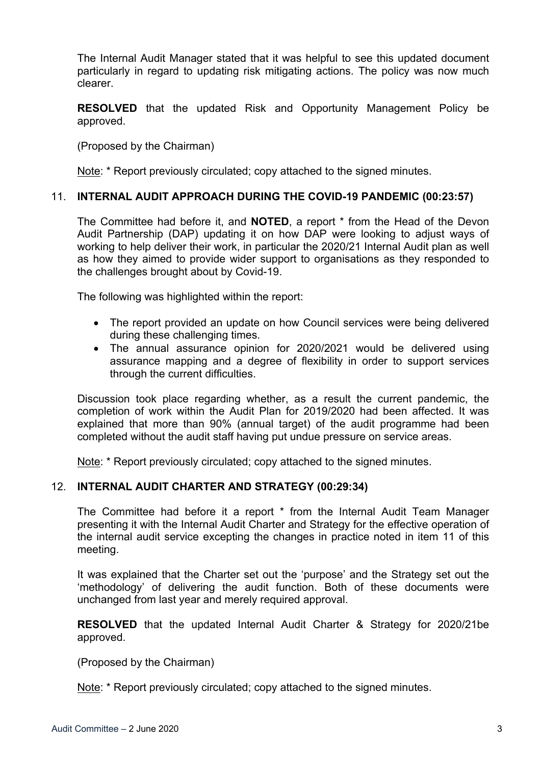The Internal Audit Manager stated that it was helpful to see this updated document particularly in regard to updating risk mitigating actions. The policy was now much clearer.

**RESOLVED** that the updated Risk and Opportunity Management Policy be approved.

(Proposed by the Chairman)

Note: * Report previously circulated; copy attached to the signed minutes.

### 11. INTERNAL AUDIT APPROACH DURING THE COVID-19 PANDEMIC (00:23:57)

The Committee had before it, and **NOTED**, a report * from the Head of the Devon Audit Partnership (DAP) updating it on how DAP were looking to adjust ways of working to help deliver their work, in particular the 2020/21 Internal Audit plan as well as how they aimed to provide wider support to organisations as they responded to the challenges brought about by Covid-19.

The following was highlighted within the report:

- The report provided an update on how Council services were being delivered during these challenging times.
- The annual assurance opinion for 2020/2021 would be delivered using assurance mapping and a degree of flexibility in order to support services through the current difficulties.

Discussion took place regarding whether, as a result the current pandemic, the completion of work within the Audit Plan for 2019/2020 had been affected. It was explained that more than 90% (annual target) of the audit programme had been completed without the audit staff having put undue pressure on service areas.

Note: * Report previously circulated; copy attached to the signed minutes.

### 12. INTERNAL AUDIT CHARTER AND STRATEGY (00:29:34)

The Committee had before it a report * from the Internal Audit Team Manager presenting it with the Internal Audit Charter and Strategy for the effective operation of the internal audit service excepting the changes in practice noted in item 11 of this meeting.

It was explained that the Charter set out the 'purpose' and the Strategy set out the 'methodology' of delivering the audit function. Both of these documents were unchanged from last year and merely required approval.

**RESOLVED** that the updated Internal Audit Charter & Strategy for 2020/21be approved.

(Proposed by the Chairman)

Note: * Report previously circulated; copy attached to the signed minutes.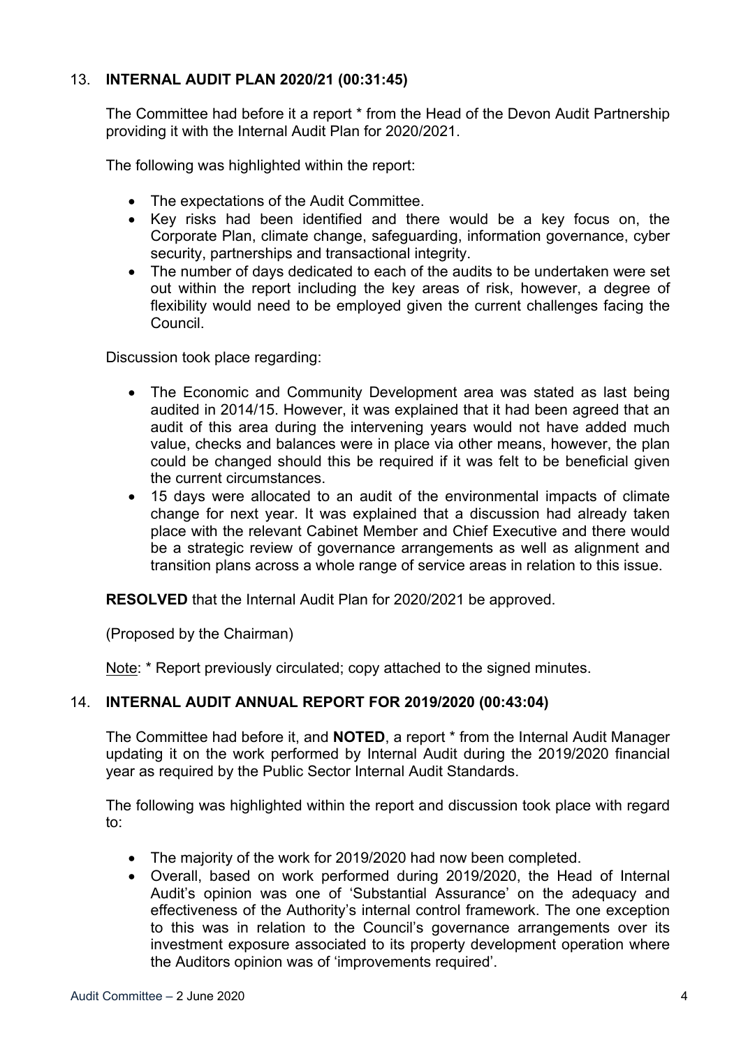## 13. **INTERNAL AUDIT PLAN 2020/21 (00:31:45)**

The Committee had before it a report * from the Head of the Devon Audit Partnership providing it with the Internal Audit Plan for 2020/2021.

The following was highlighted within the report:

- The expectations of the Audit Committee.
- Key risks had been identified and there would be a key focus on, the Corporate Plan, climate change, safeguarding, information governance, cyber security, partnerships and transactional integrity.
- The number of days dedicated to each of the audits to be undertaken were set out within the report including the key areas of risk, however, a degree of flexibility would need to be employed given the current challenges facing the Council.

Discussion took place regarding:

- The Economic and Community Development area was stated as last being audited in 2014/15. However, it was explained that it had been agreed that an audit of this area during the intervening years would not have added much value, checks and balances were in place via other means, however, the plan could be changed should this be required if it was felt to be beneficial given the current circumstances.
- 15 days were allocated to an audit of the environmental impacts of climate change for next year. It was explained that a discussion had already taken place with the relevant Cabinet Member and Chief Executive and there would be a strategic review of governance arrangements as well as alignment and transition plans across a whole range of service areas in relation to this issue.

**RESOLVED** that the Internal Audit Plan for 2020/2021 be approved.

(Proposed by the Chairman)

Note: * Report previously circulated; copy attached to the signed minutes.

## 14. **INTERNAL AUDIT ANNUAL REPORT FOR 2019/2020 (00:43:04)**

The Committee had before it, and **NOTED**, a report * from the Internal Audit Manager updating it on the work performed by Internal Audit during the 2019/2020 financial year as required by the Public Sector Internal Audit Standards.

The following was highlighted within the report and discussion took place with regard to:

- The majority of the work for 2019/2020 had now been completed.
- Overall, based on work performed during 2019/2020, the Head of Internal Audit's opinion was one of 'Substantial Assurance' on the adequacy and effectiveness of the Authority's internal control framework. The one exception to this was in relation to the Council's governance arrangements over its investment exposure associated to its property development operation where the Auditors opinion was of 'improvements required'.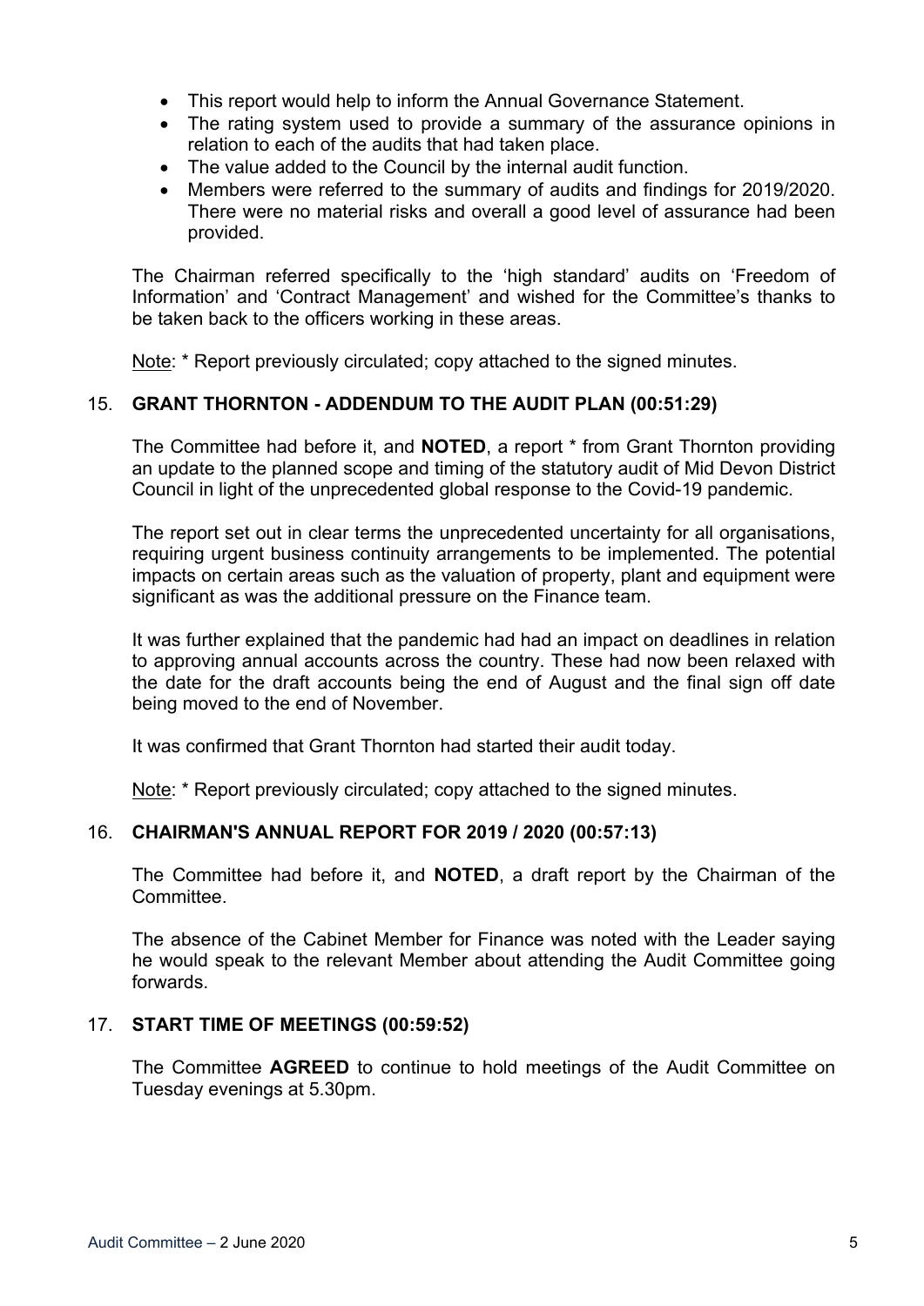- This report would help to inform the Annual Governance Statement.
- The rating system used to provide a summary of the assurance opinions in relation to each of the audits that had taken place.
- The value added to the Council by the internal audit function.
- Members were referred to the summary of audits and findings for 2019/2020. There were no material risks and overall a good level of assurance had been provided.

The Chairman referred specifically to the 'high standard' audits on 'Freedom of Information' and 'Contract Management' and wished for the Committee's thanks to be taken back to the officers working in these areas.

Note: * Report previously circulated; copy attached to the signed minutes.

### 15. GRANT THORNTON - ADDENDUM TO THE AUDIT PLAN (00:51:29)

The Committee had before it, and **NOTED**, a report * from Grant Thornton providing an update to the planned scope and timing of the statutory audit of Mid Devon District Council in light of the unprecedented global response to the Covid-19 pandemic.

The report set out in clear terms the unprecedented uncertainty for all organisations, requiring urgent business continuity arrangements to be implemented. The potential impacts on certain areas such as the valuation of property, plant and equipment were significant as was the additional pressure on the Finance team.

It was further explained that the pandemic had had an impact on deadlines in relation to approving annual accounts across the country. These had now been relaxed with the date for the draft accounts being the end of August and the final sign off date being moved to the end of November.

It was confirmed that Grant Thornton had started their audit today.

Note: * Report previously circulated; copy attached to the signed minutes.

### 16. CHAIRMAN'S ANNUAL REPORT FOR 2019 / 2020 (00:57:13)

The Committee had before it, and **NOTED**, a draft report by the Chairman of the Committee.

The absence of the Cabinet Member for Finance was noted with the Leader saying he would speak to the relevant Member about attending the Audit Committee going forwards.

### 17. START TIME OF MEETINGS (00:59:52)

The Committee **AGREED** to continue to hold meetings of the Audit Committee on Tuesday evenings at 5.30pm.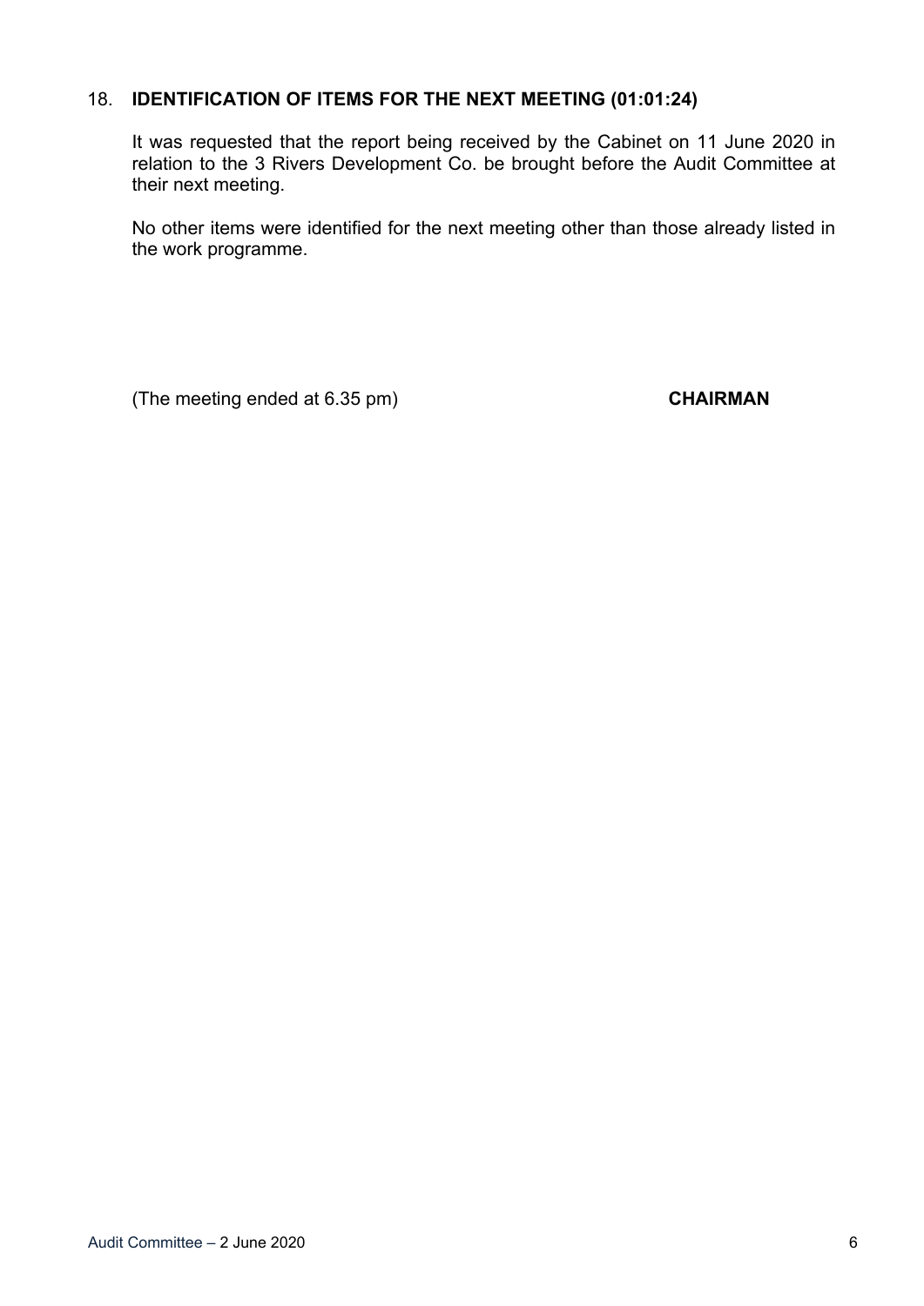18. **IDENTIFICATION OF ITEMS FOR THE NEXT MEETING (01:01:24)**

It was requested that the report being received by the Cabinet on 11 June 2020 in relation to the 3 Rivers Development Co. be brought before the Audit Committee at their next meeting.

No other items were identified for the next meeting other than those already listed in the work programme.

(The meeting ended at 6.35 pm) **CHAIRMAN**